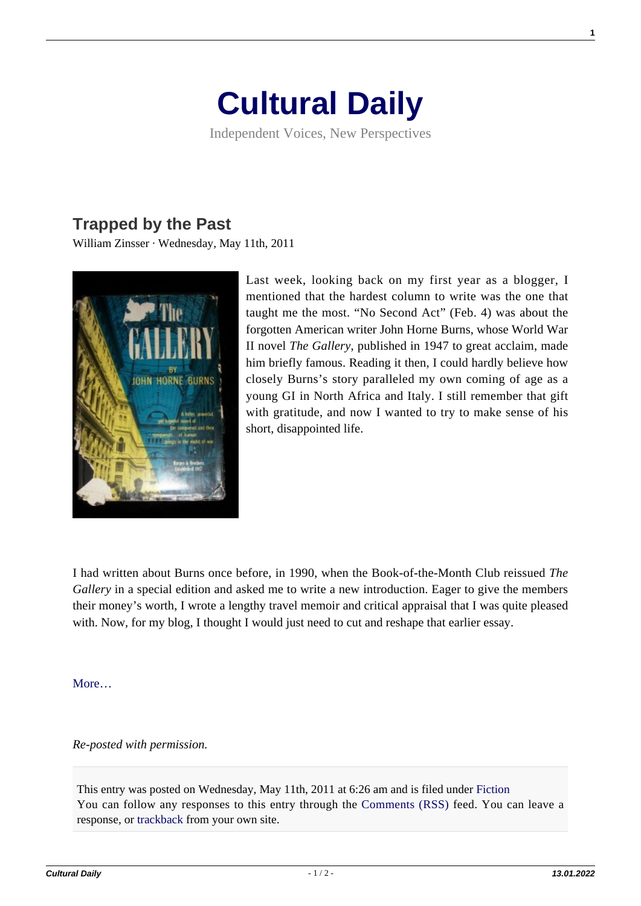# Cultural Daily

Independent Voices, New Perspectives

## Trapped by the Past

William Zinsser · Wednesday, May 11th, 2011

Last week, looking back on my first year as a blogger, I mentioned that the hardest column to write was the one that taught me the most. "No Second Act" (Feb. 4) was about the forgotten American writer John Horne Burns, whose World War II novel *The Gallery*, published in 1947 to great acclaim, made him briefly famous. Reading it then, I could hardly believe how closely Burns's story paralleled my own coming of age as a young GI in North Africa and Italy. I still remember that gift with gratitude, and now I wanted to try to make sense of his short, disappointed life.

I had written about Burns once before, in 1990, when the Book-of-the-Month Club reissued *The Gallery* in a special edition and asked me to write a new introduction. Eager to give the members their money's worth, I wrote a lengthy travel memoir and critical appraisal that I was quite pleased with. Now, for my blog, I thought I would just need to cut and reshape that earlier essay.

More…

*Re-posted with permission.*

This entry was posted on Wednesday, May 11th, 2011 at 6:26 am and is filed under Fiction
You can follow any responses to this entry through the Comments (RSS) feed. You can leave a response, or trackback from your own site.